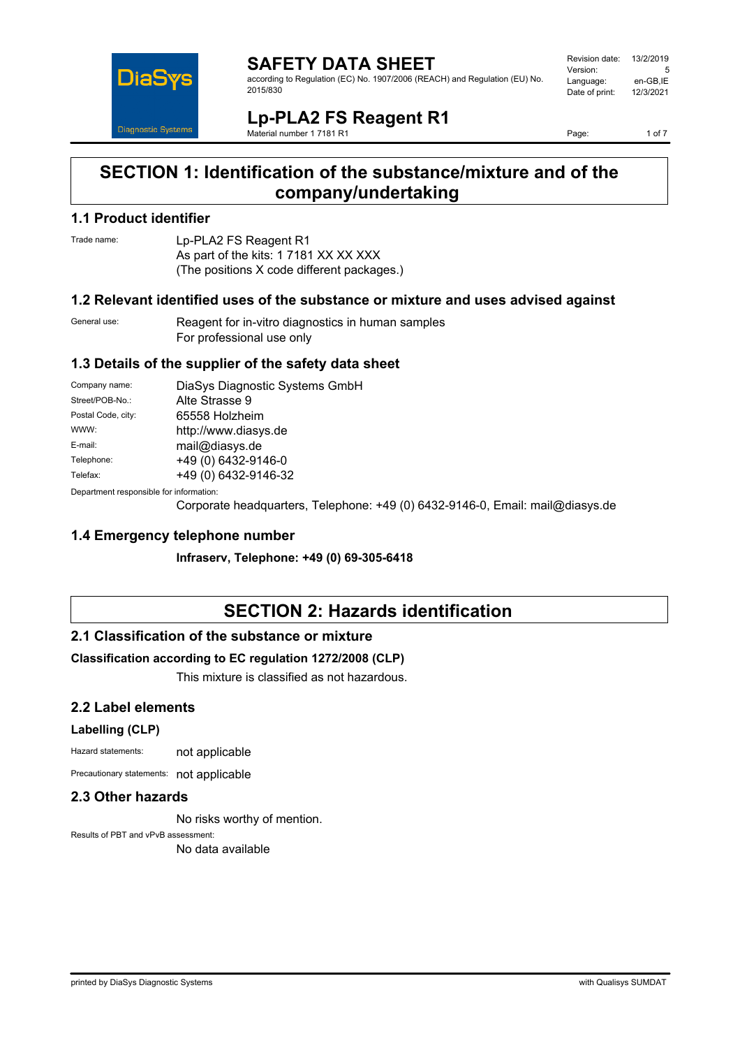# SAFETY DATA SHEET

according to Regulation (EC) No. 1907/2006 (REACH) and Regulation (EU) No. 2015/830

| | |
|---|---|
| Revision date: | 13/2/2019 |
| Version: | 5 |
| Language: | en-GB,IE |
| Date of print: | 12/3/2021 |

# Lp-PLA2 FS Reagent R1

Material number 1 7181 R1

## SECTION 1: Identification of the substance/mixture and of the company/undertaking

### 1.1 Product identifier

Trade name: Lp-PLA2 FS Reagent R1
As part of the kits: 1 7181 XX XX XXX
(The positions X code different packages.)

### 1.2 Relevant identified uses of the substance or mixture and uses advised against

General use: Reagent for in-vitro diagnostics in human samples
For professional use only

### 1.3 Details of the supplier of the safety data sheet

| | |
|---|---|
| Company name: | DiaSys Diagnostic Systems GmbH |
| Street/POB-No.: | Alte Strasse 9 |
| Postal Code, city: | 65558 Holzheim |
| WWW: | http://www.diasys.de |
| E-mail: | mail@diasys.de |
| Telephone: | +49 (0) 6432-9146-0 |
| Telefax: | +49 (0) 6432-9146-32 |

Department responsible for information:
Corporate headquarters, Telephone: +49 (0) 6432-9146-0, Email: mail@diasys.de

### 1.4 Emergency telephone number

**Infraserv, Telephone: +49 (0) 69-305-6418**

## SECTION 2: Hazards identification

### 2.1 Classification of the substance or mixture

**Classification according to EC regulation 1272/2008 (CLP)**

This mixture is classified as not hazardous.

### 2.2 Label elements

**Labelling (CLP)**

Hazard statements: not applicable

Precautionary statements: not applicable

### 2.3 Other hazards

No risks worthy of mention.

Results of PBT and vPvB assessment:
No data available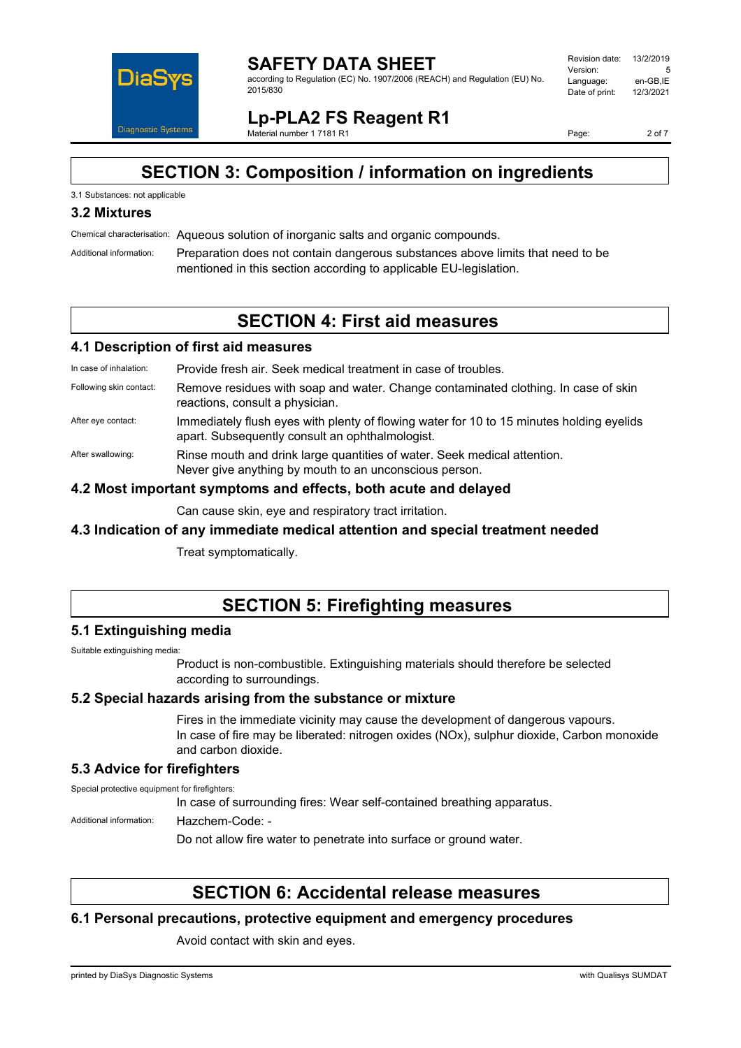## SECTION 3: Composition / information on ingredients

3.1 Substances: not applicable

### 3.2 Mixtures

Chemical characterisation: Aqueous solution of inorganic salts and organic compounds.

Additional information: Preparation does not contain dangerous substances above limits that need to be mentioned in this section according to applicable EU-legislation.

## SECTION 4: First aid measures

### 4.1 Description of first aid measures

In case of inhalation: Provide fresh air. Seek medical treatment in case of troubles.

Following skin contact: Remove residues with soap and water. Change contaminated clothing. In case of skin reactions, consult a physician.

After eye contact: Immediately flush eyes with plenty of flowing water for 10 to 15 minutes holding eyelids apart. Subsequently consult an ophthalmologist.

After swallowing: Rinse mouth and drink large quantities of water. Seek medical attention. Never give anything by mouth to an unconscious person.

### 4.2 Most important symptoms and effects, both acute and delayed

Can cause skin, eye and respiratory tract irritation.

### 4.3 Indication of any immediate medical attention and special treatment needed

Treat symptomatically.

## SECTION 5: Firefighting measures

### 5.1 Extinguishing media

Suitable extinguishing media:

Product is non-combustible. Extinguishing materials should therefore be selected according to surroundings.

### 5.2 Special hazards arising from the substance or mixture

Fires in the immediate vicinity may cause the development of dangerous vapours.
In case of fire may be liberated: nitrogen oxides (NOx), sulphur dioxide, Carbon monoxide and carbon dioxide.

### 5.3 Advice for firefighters

Special protective equipment for firefighters:

In case of surrounding fires: Wear self-contained breathing apparatus.

Additional information: Hazchem-Code: -

Do not allow fire water to penetrate into surface or ground water.

## SECTION 6: Accidental release measures

### 6.1 Personal precautions, protective equipment and emergency procedures

Avoid contact with skin and eyes.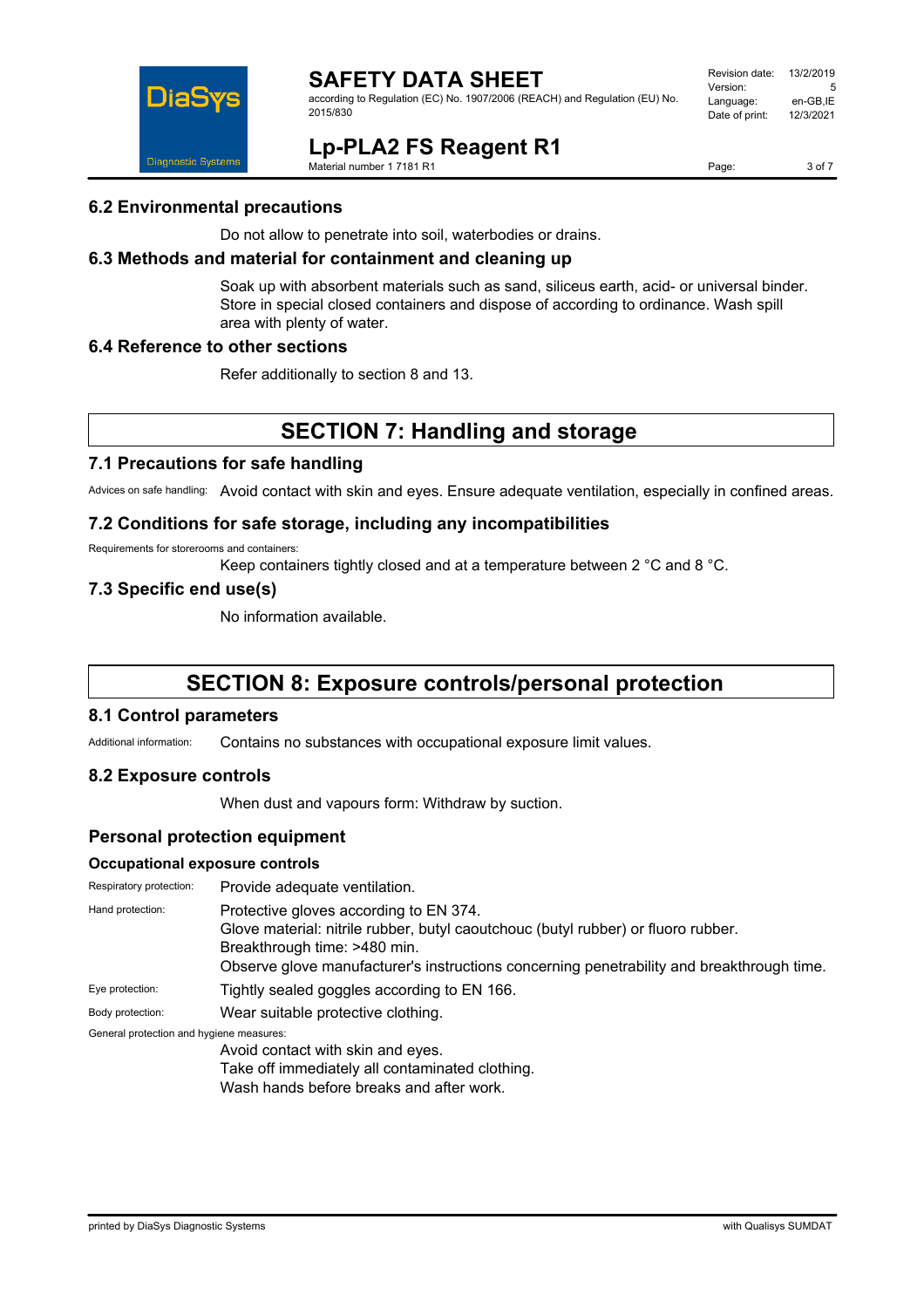## 6.2 Environmental precautions

Do not allow to penetrate into soil, waterbodies or drains.

## 6.3 Methods and material for containment and cleaning up

Soak up with absorbent materials such as sand, siliceus earth, acid- or universal binder. Store in special closed containers and dispose of according to ordinance. Wash spill area with plenty of water.

## 6.4 Reference to other sections

Refer additionally to section 8 and 13.

# SECTION 7: Handling and storage

## 7.1 Precautions for safe handling

Advices on safe handling: Avoid contact with skin and eyes. Ensure adequate ventilation, especially in confined areas.

## 7.2 Conditions for safe storage, including any incompatibilities

Requirements for storerooms and containers:

Keep containers tightly closed and at a temperature between 2 °C and 8 °C.

## 7.3 Specific end use(s)

No information available.

# SECTION 8: Exposure controls/personal protection

## 8.1 Control parameters

Additional information: Contains no substances with occupational exposure limit values.

## 8.2 Exposure controls

When dust and vapours form: Withdraw by suction.

## Personal protection equipment

### Occupational exposure controls

Respiratory protection: Provide adequate ventilation.

Hand protection: Protective gloves according to EN 374.
Glove material: nitrile rubber, butyl caoutchouc (butyl rubber) or fluoro rubber.
Breakthrough time: >480 min.
Observe glove manufacturer's instructions concerning penetrability and breakthrough time.

Eye protection: Tightly sealed goggles according to EN 166.

Body protection: Wear suitable protective clothing.

General protection and hygiene measures:

Avoid contact with skin and eyes.
Take off immediately all contaminated clothing.
Wash hands before breaks and after work.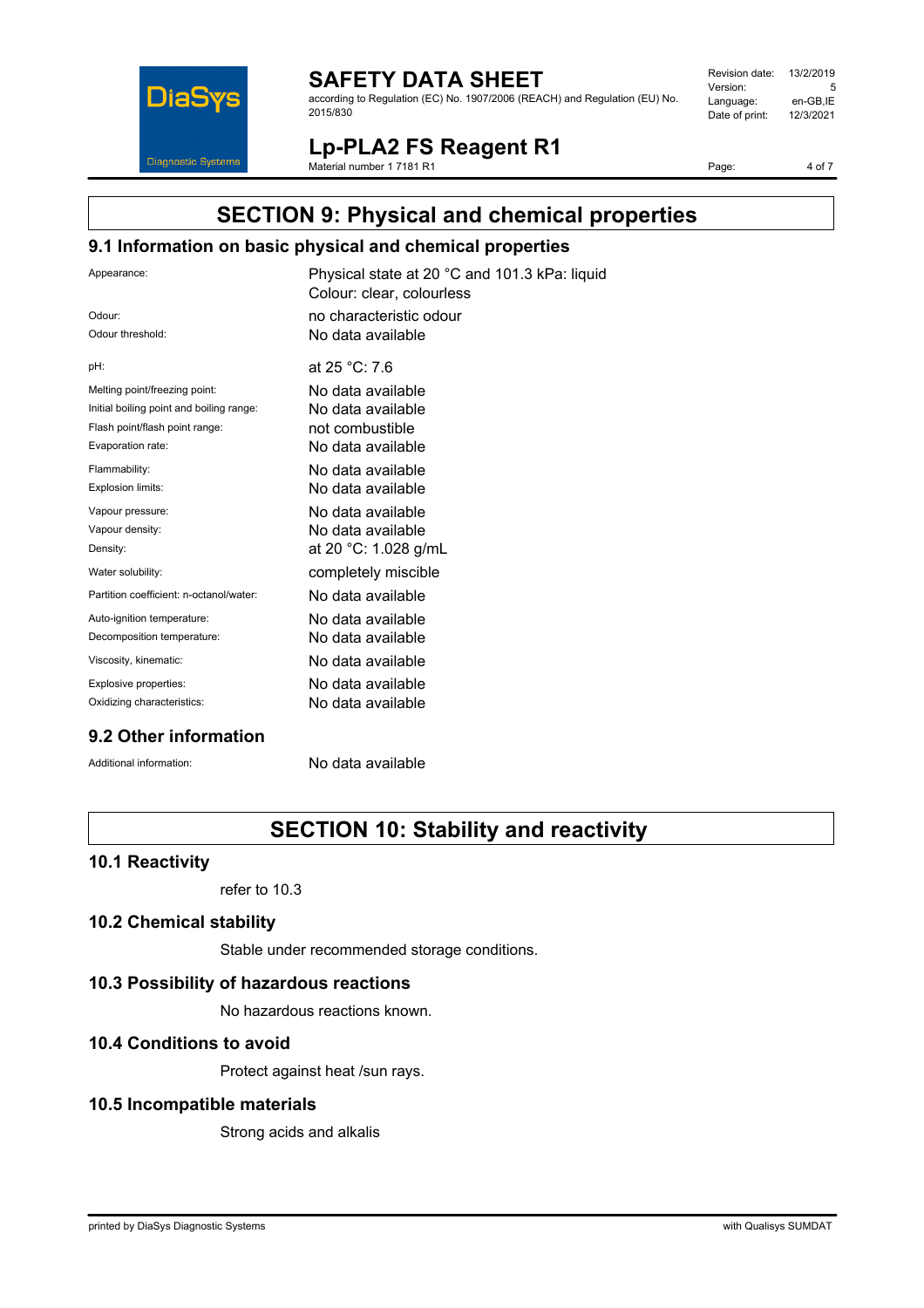# SECTION 9: Physical and chemical properties

## 9.1 Information on basic physical and chemical properties

| | |
|---|---|
| Appearance: | Physical state at 20 °C and 101.3 kPa: liquid<br>Colour: clear, colourless |
| Odour: | no characteristic odour |
| Odour threshold: | No data available |
| pH: | at 25 °C: 7.6 |
| Melting point/freezing point: | No data available |
| Initial boiling point and boiling range: | No data available |
| Flash point/flash point range: | not combustible |
| Evaporation rate: | No data available |
| Flammability: | No data available |
| Explosion limits: | No data available |
| Vapour pressure: | No data available |
| Vapour density: | No data available |
| Density: | at 20 °C: 1.028 g/mL |
| Water solubility: | completely miscible |
| Partition coefficient: n-octanol/water: | No data available |
| Auto-ignition temperature: | No data available |
| Decomposition temperature: | No data available |
| Viscosity, kinematic: | No data available |
| Explosive properties: | No data available |
| Oxidizing characteristics: | No data available |

## 9.2 Other information

| | |
|---|---|
| Additional information: | No data available |

# SECTION 10: Stability and reactivity

## 10.1 Reactivity

refer to 10.3

## 10.2 Chemical stability

Stable under recommended storage conditions.

## 10.3 Possibility of hazardous reactions

No hazardous reactions known.

## 10.4 Conditions to avoid

Protect against heat /sun rays.

## 10.5 Incompatible materials

Strong acids and alkalis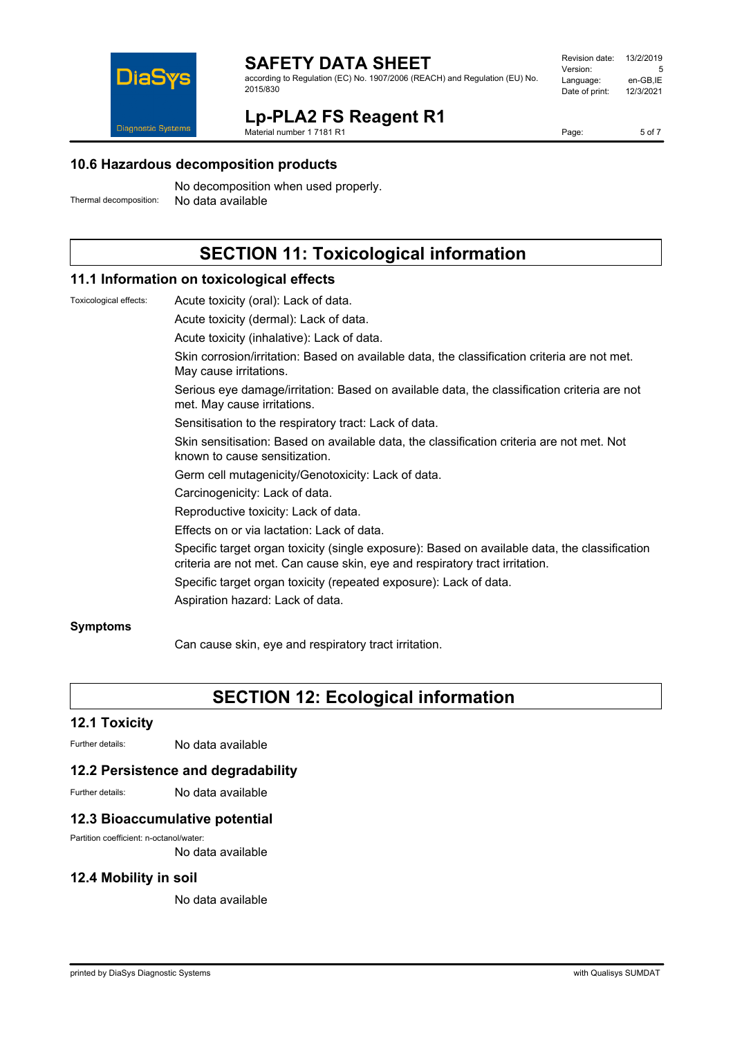### 10.6 Hazardous decomposition products

No decomposition when used properly.

Thermal decomposition: No data available

## SECTION 11: Toxicological information

### 11.1 Information on toxicological effects

Toxicological effects:

Acute toxicity (oral): Lack of data.

Acute toxicity (dermal): Lack of data.

Acute toxicity (inhalative): Lack of data.

Skin corrosion/irritation: Based on available data, the classification criteria are not met. May cause irritations.

Serious eye damage/irritation: Based on available data, the classification criteria are not met. May cause irritations.

Sensitisation to the respiratory tract: Lack of data.

Skin sensitisation: Based on available data, the classification criteria are not met. Not known to cause sensitization.

Germ cell mutagenicity/Genotoxicity: Lack of data.

Carcinogenicity: Lack of data.

Reproductive toxicity: Lack of data.

Effects on or via lactation: Lack of data.

Specific target organ toxicity (single exposure): Based on available data, the classification criteria are not met. Can cause skin, eye and respiratory tract irritation.

Specific target organ toxicity (repeated exposure): Lack of data.

Aspiration hazard: Lack of data.

**Symptoms**

Can cause skin, eye and respiratory tract irritation.

## SECTION 12: Ecological information

### 12.1 Toxicity

Further details: No data available

### 12.2 Persistence and degradability

Further details: No data available

### 12.3 Bioaccumulative potential

Partition coefficient: n-octanol/water:

No data available

### 12.4 Mobility in soil

No data available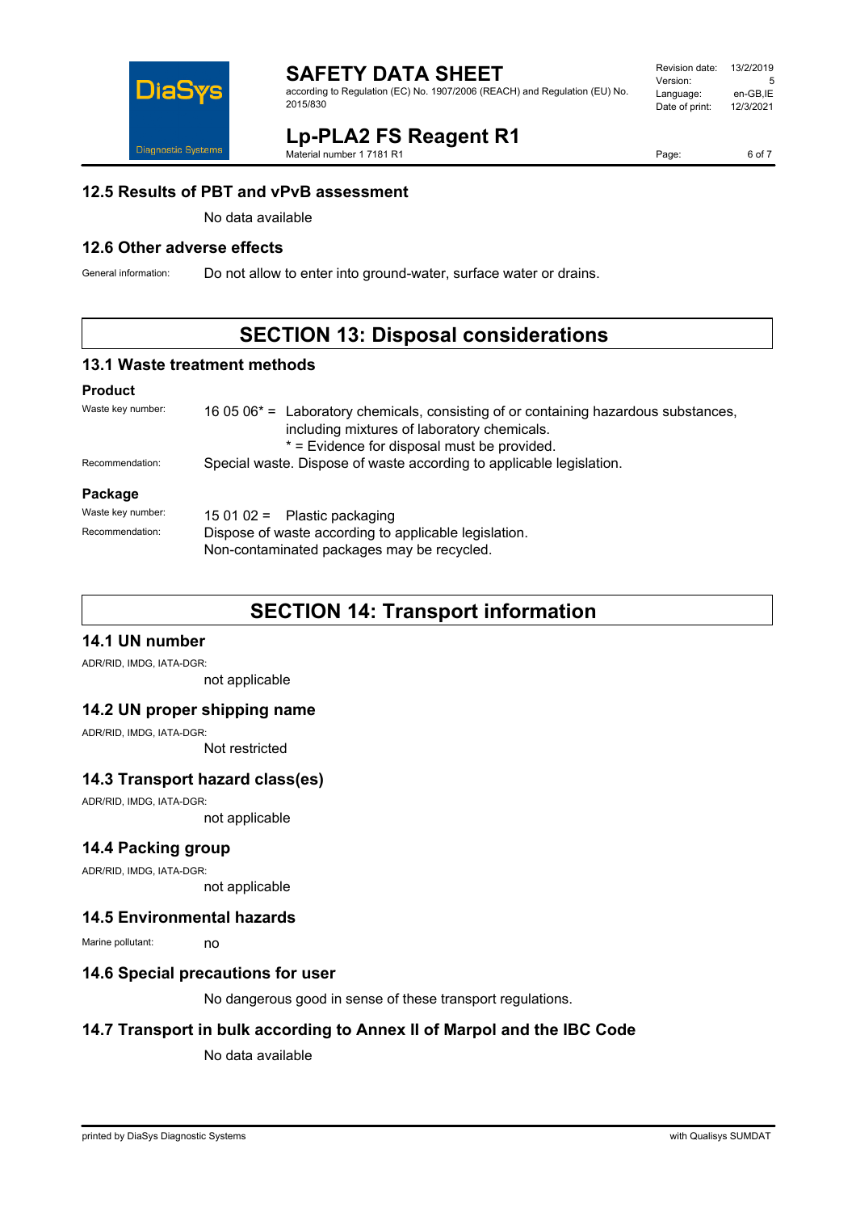### 12.5 Results of PBT and vPvB assessment

No data available

### 12.6 Other adverse effects

General information: Do not allow to enter into ground-water, surface water or drains.

## SECTION 13: Disposal considerations

### 13.1 Waste treatment methods

**Product**

Waste key number: 16 05 06* = Laboratory chemicals, consisting of or containing hazardous substances, including mixtures of laboratory chemicals.
* = Evidence for disposal must be provided.

Recommendation: Special waste. Dispose of waste according to applicable legislation.

**Package**

Waste key number: 15 01 02 = Plastic packaging

Recommendation: Dispose of waste according to applicable legislation.
Non-contaminated packages may be recycled.

## SECTION 14: Transport information

### 14.1 UN number

ADR/RID, IMDG, IATA-DGR:
not applicable

### 14.2 UN proper shipping name

ADR/RID, IMDG, IATA-DGR:
Not restricted

### 14.3 Transport hazard class(es)

ADR/RID, IMDG, IATA-DGR:
not applicable

### 14.4 Packing group

ADR/RID, IMDG, IATA-DGR:
not applicable

### 14.5 Environmental hazards

Marine pollutant: no

### 14.6 Special precautions for user

No dangerous good in sense of these transport regulations.

### 14.7 Transport in bulk according to Annex II of Marpol and the IBC Code

No data available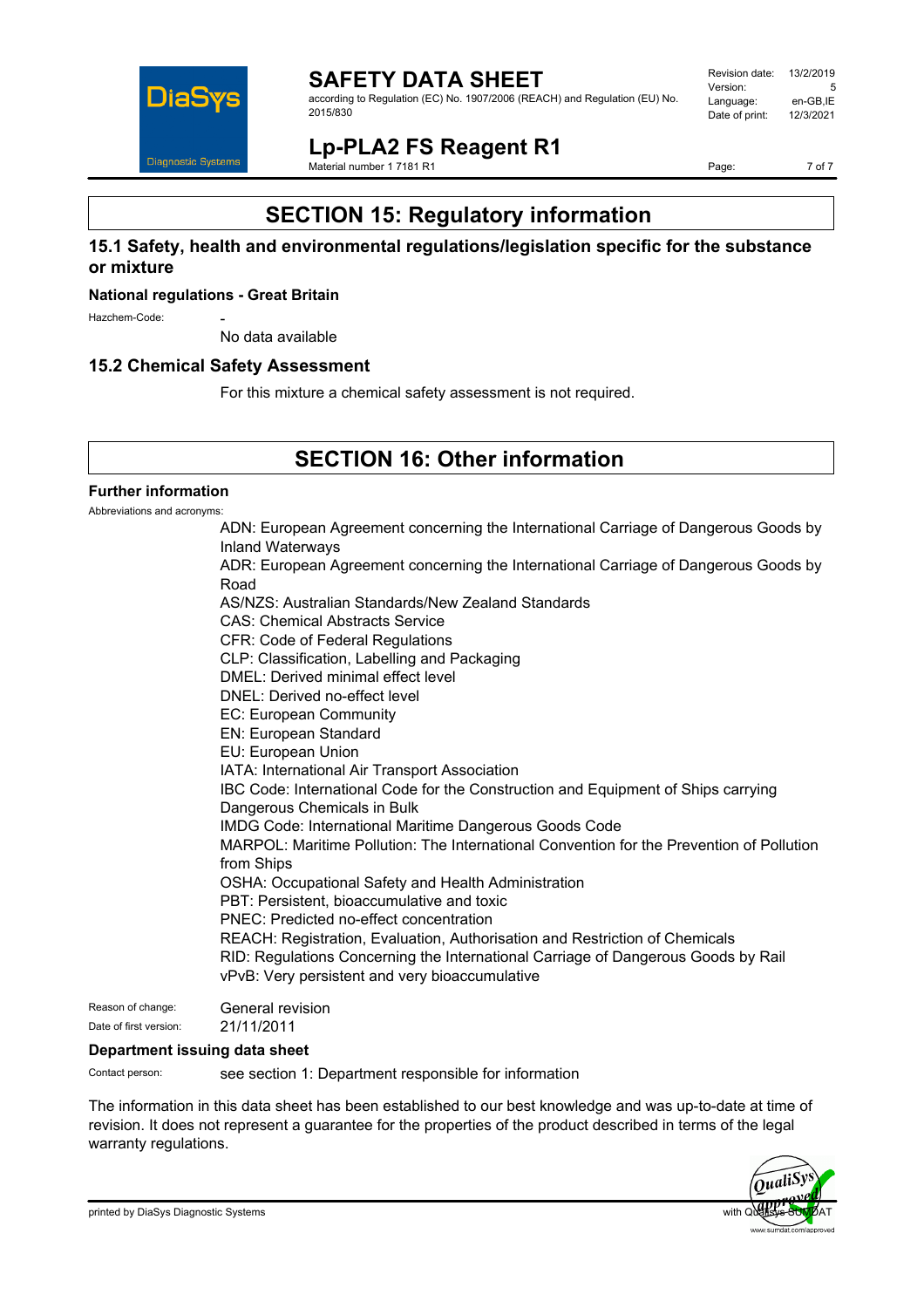# SECTION 15: Regulatory information

## 15.1 Safety, health and environmental regulations/legislation specific for the substance or mixture

### National regulations - Great Britain

Hazchem-Code: -

No data available

## 15.2 Chemical Safety Assessment

For this mixture a chemical safety assessment is not required.

# SECTION 16: Other information

### Further information

Abbreviations and acronyms:

ADN: European Agreement concerning the International Carriage of Dangerous Goods by Inland Waterways
ADR: European Agreement concerning the International Carriage of Dangerous Goods by Road
AS/NZS: Australian Standards/New Zealand Standards
CAS: Chemical Abstracts Service
CFR: Code of Federal Regulations
CLP: Classification, Labelling and Packaging
DMEL: Derived minimal effect level
DNEL: Derived no-effect level
EC: European Community
EN: European Standard
EU: European Union
IATA: International Air Transport Association
IBC Code: International Code for the Construction and Equipment of Ships carrying Dangerous Chemicals in Bulk
IMDG Code: International Maritime Dangerous Goods Code
MARPOL: Maritime Pollution: The International Convention for the Prevention of Pollution from Ships
OSHA: Occupational Safety and Health Administration
PBT: Persistent, bioaccumulative and toxic
PNEC: Predicted no-effect concentration
REACH: Registration, Evaluation, Authorisation and Restriction of Chemicals
RID: Regulations Concerning the International Carriage of Dangerous Goods by Rail
vPvB: Very persistent and very bioaccumulative

Reason of change: General revision

Date of first version: 21/11/2011

### Department issuing data sheet

Contact person: see section 1: Department responsible for information

The information in this data sheet has been established to our best knowledge and was up-to-date at time of revision. It does not represent a guarantee for the properties of the product described in terms of the legal warranty regulations.